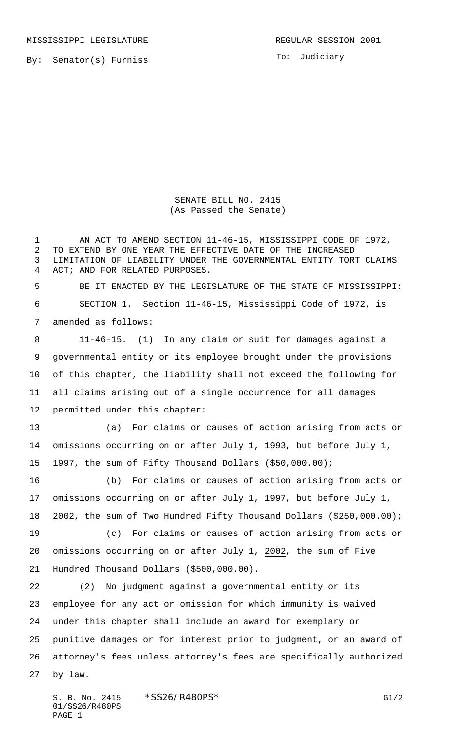MISSISSIPPI LEGISLATURE

REGULAR SESSION 2001

By: Senator(s) Furniss

To: Judiciary

SENATE BILL NO. 2415
(As Passed the Senate)

AN ACT TO AMEND SECTION 11-46-15, MISSISSIPPI CODE OF 1972, TO EXTEND BY ONE YEAR THE EFFECTIVE DATE OF THE INCREASED LIMITATION OF LIABILITY UNDER THE GOVERNMENTAL ENTITY TORT CLAIMS ACT; AND FOR RELATED PURPOSES.

BE IT ENACTED BY THE LEGISLATURE OF THE STATE OF MISSISSIPPI:

SECTION 1. Section 11-46-15, Mississippi Code of 1972, is amended as follows:

11-46-15. (1) In any claim or suit for damages against a governmental entity or its employee brought under the provisions of this chapter, the liability shall not exceed the following for all claims arising out of a single occurrence for all damages permitted under this chapter:

(a) For claims or causes of action arising from acts or omissions occurring on or after July 1, 1993, but before July 1, 1997, the sum of Fifty Thousand Dollars ($50,000.00);

(b) For claims or causes of action arising from acts or omissions occurring on or after July 1, 1997, but before July 1, 2002, the sum of Two Hundred Fifty Thousand Dollars ($250,000.00);

(c) For claims or causes of action arising from acts or omissions occurring on or after July 1, 2002, the sum of Five Hundred Thousand Dollars ($500,000.00).

(2) No judgment against a governmental entity or its employee for any act or omission for which immunity is waived under this chapter shall include an award for exemplary or punitive damages or for interest prior to judgment, or an award of attorney's fees unless attorney's fees are specifically authorized by law.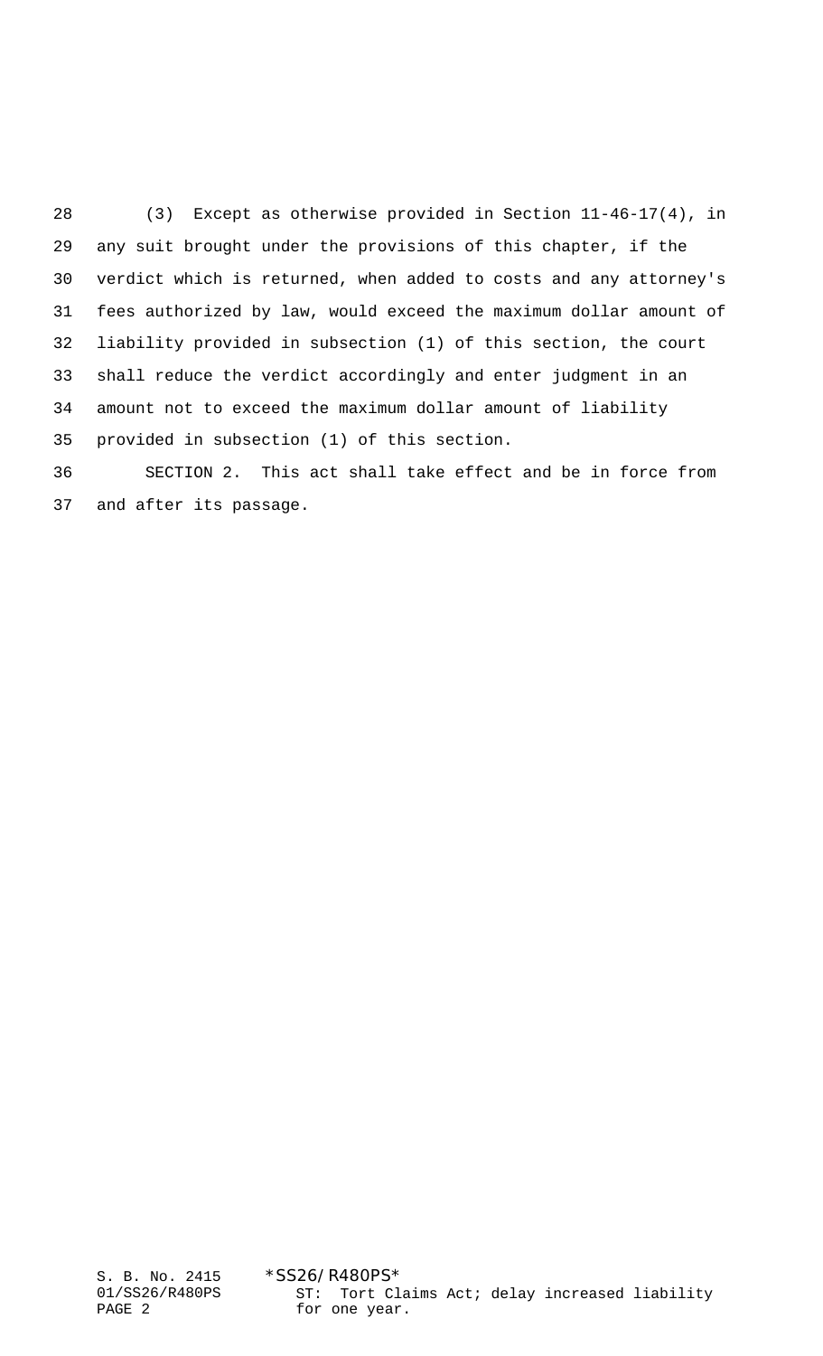(3) Except as otherwise provided in Section 11-46-17(4), in any suit brought under the provisions of this chapter, if the verdict which is returned, when added to costs and any attorney's fees authorized by law, would exceed the maximum dollar amount of liability provided in subsection (1) of this section, the court shall reduce the verdict accordingly and enter judgment in an amount not to exceed the maximum dollar amount of liability provided in subsection (1) of this section.

SECTION 2. This act shall take effect and be in force from and after its passage.